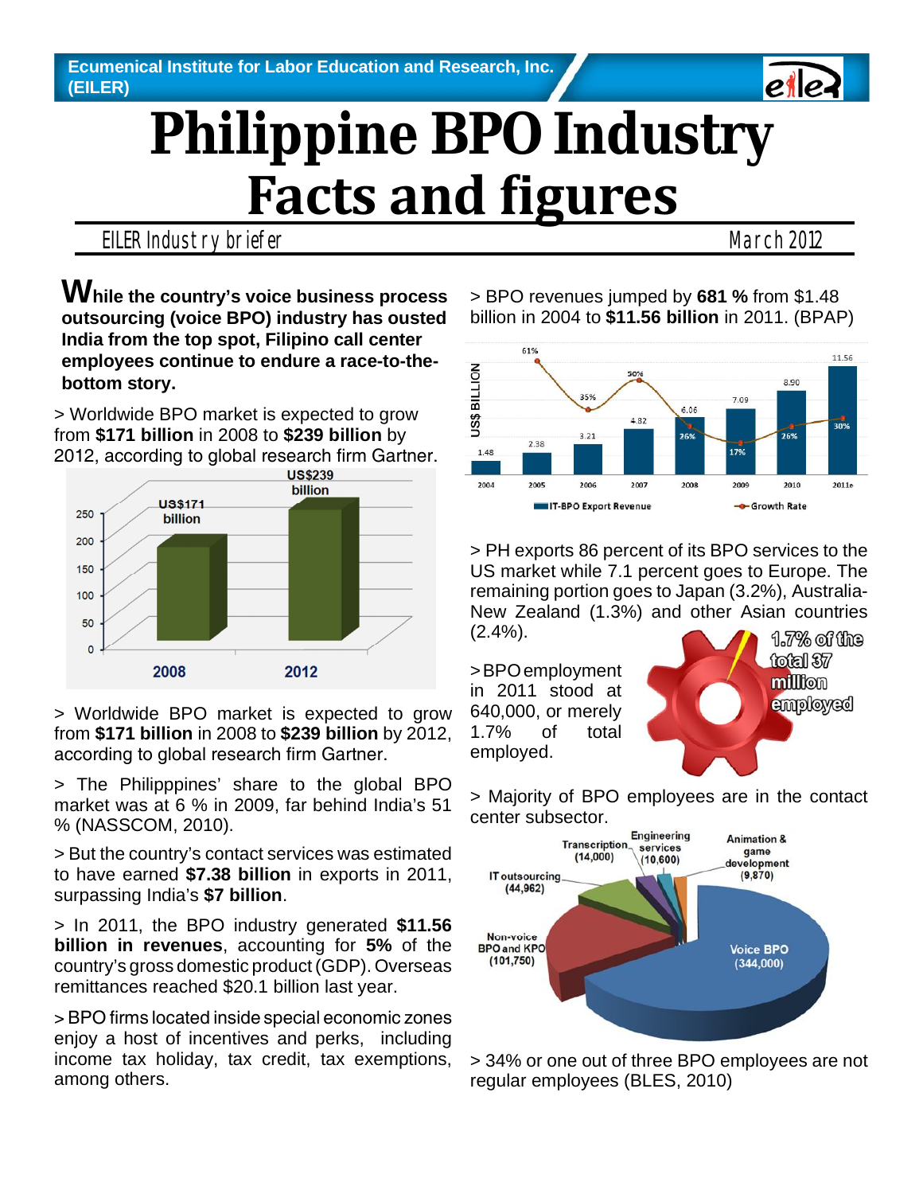Ecumenical Institute for Labor Education and Research, Inc. (EILER)

# Philippine BPO Industry Facts and figures

EILER Industry briefer — March 2012

**While the country's voice business process outsourcing (voice BPO) industry has ousted India from the top spot, Filipino call center employees continue to endure a race-to-the-bottom story.**

> Worldwide BPO market is expected to grow from **$171 billion** in 2008 to **$239 billion** by 2012, according to global research firm Gartner.

| Year | Worldwide BPO market |
|---|---|
| 2008 | US$171 billion |
| 2012 | US$239 billion |

> Worldwide BPO market is expected to grow from **$171 billion** in 2008 to **$239 billion** by 2012, according to global research firm Gartner.

> The Philipppines' share to the global BPO market was at 6 % in 2009, far behind India's 51 % (NASSCOM, 2010).

> But the country's contact services was estimated to have earned **$7.38 billion** in exports in 2011, surpassing India's **$7 billion**.

> In 2011, the BPO industry generated **$11.56 billion in revenues**, accounting for **5%** of the country's gross domestic product (GDP). Overseas remittances reached $20.1 billion last year.

> BPO firms located inside special economic zones enjoy a host of incentives and perks, including income tax holiday, tax credit, tax exemptions, among others.

> BPO revenues jumped by **681 %** from $1.48 billion in 2004 to **$11.56 billion** in 2011. (BPAP)

| Year | IT-BPO Export Revenue (US$ billion) | Growth Rate |
|---|---|---|
| 2004 | 1.48 | |
| 2005 | 2.38 | 61% |
| 2006 | 3.21 | 35% |
| 2007 | 4.82 | 50% |
| 2008 | 6.06 | 26% |
| 2009 | 7.09 | 17% |
| 2010 | 8.90 | 26% |
| 2011e | 11.56 | 30% |

> PH exports 86 percent of its BPO services to the US market while 7.1 percent goes to Europe. The remaining portion goes to Japan (3.2%), Australia-New Zealand (1.3%) and other Asian countries (2.4%).

> BPO employment in 2011 stood at 640,000, or merely 1.7% of total employed.

1.7% of the total 37 million employed

> Majority of BPO employees are in the contact center subsector.

| Subsector | Employees |
|---|---|
| Voice BPO | 344,000 |
| Non-voice BPO and KPO | 101,750 |
| IT outsourcing | 44,962 |
| Transcription | 14,000 |
| Engineering services | 10,600 |
| Animation & game development | 9,870 |

> 34% or one out of three BPO employees are not regular employees (BLES, 2010)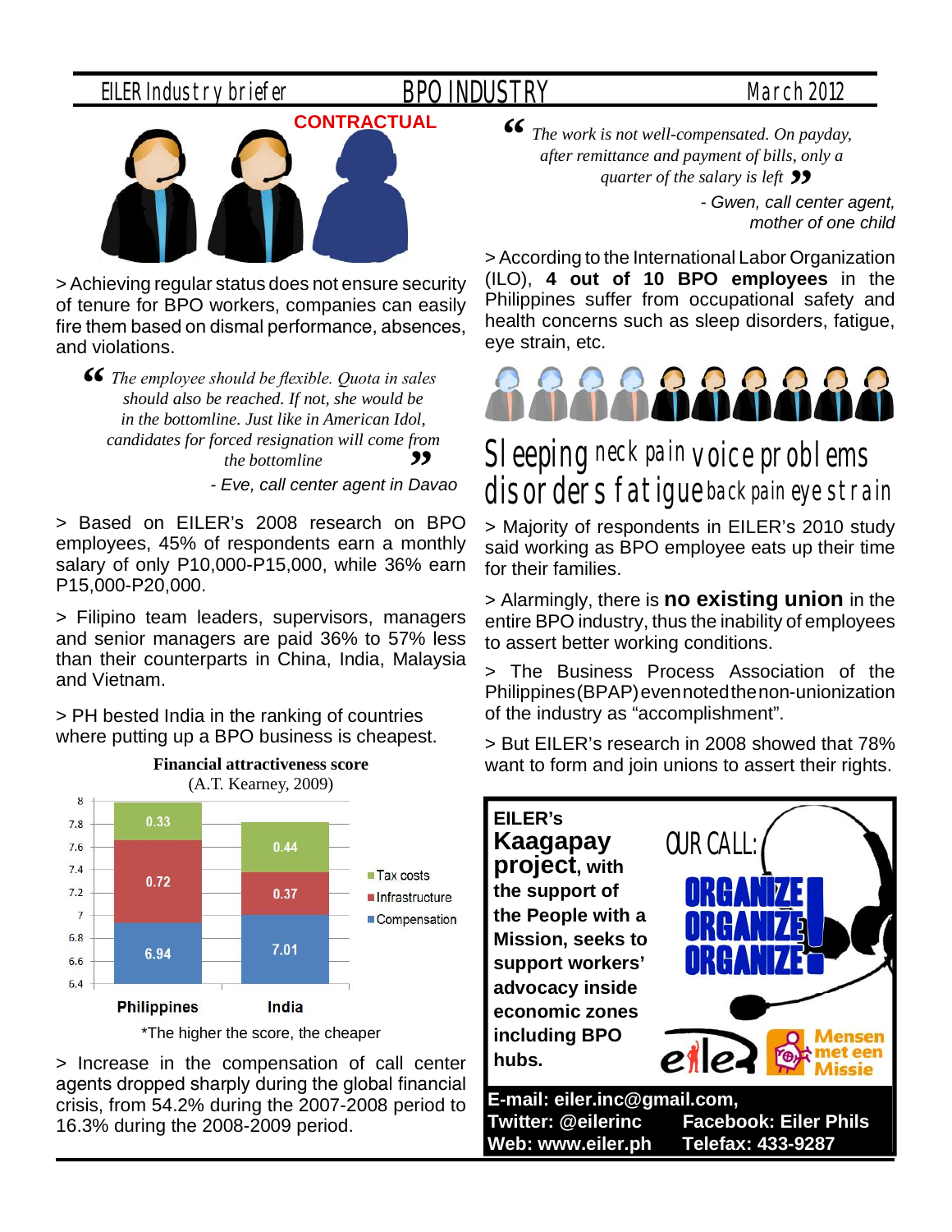EILER Industry briefer — BPO INDUSTRY — March 2012

**CONTRACTUAL**

> Achieving regular status does not ensure security of tenure for BPO workers, companies can easily fire them based on dismal performance, absences, and violations.

> *"The employee should be flexible. Quota in sales should also be reached. If not, she would be in the bottomline. Just like in American Idol, candidates for forced resignation will come from the bottomline"*
>
> *- Eve, call center agent in Davao*

> Based on EILER's 2008 research on BPO employees, 45% of respondents earn a monthly salary of only P10,000-P15,000, while 36% earn P15,000-P20,000.

> Filipino team leaders, supervisors, managers and senior managers are paid 36% to 57% less than their counterparts in China, India, Malaysia and Vietnam.

> PH bested India in the ranking of countries where putting up a BPO business is cheapest.

**Financial attractiveness score**
(A.T. Kearney, 2009)

8
7.8
7.6
7.4
7.2
7
6.8
6.6
6.4

Philippines: 0.33, 0.72, 6.94
India: 0.44, 0.37, 7.01

Tax costs
Infrastructure
Compensation

*The higher the score, the cheaper

> Increase in the compensation of call center agents dropped sharply during the global financial crisis, from 54.2% during the 2007-2008 period to 16.3% during the 2008-2009 period.

> *"The work is not well-compensated. On payday, after remittance and payment of bills, only a quarter of the salary is left"*
>
> *- Gwen, call center agent, mother of one child*

> According to the International Labor Organization (ILO), **4 out of 10 BPO employees** in the Philippines suffer from occupational safety and health concerns such as sleep disorders, fatigue, eye strain, etc.

Sleeping disorders neck pain voice problems fatigue back pain eye strain

> Majority of respondents in EILER's 2010 study said working as BPO employee eats up their time for their families.

> Alarmingly, there is **no existing union** in the entire BPO industry, thus the inability of employees to assert better working conditions.

> The Business Process Association of the Philippines (BPAP) even noted the non-unionization of the industry as "accomplishment".

> But EILER's research in 2008 showed that 78% want to form and join unions to assert their rights.

**EILER's Kaagapay project, with the support of the People with a Mission, seeks to support workers' advocacy inside economic zones including BPO hubs.**

OUR CALL: ORGANIZE ORGANIZE ORGANIZE!

eiler — Mensen met een Missie

**E-mail: eiler.inc@gmail.com,**
**Twitter: @eilerinc** **Facebook: Eiler Phils**
**Web: www.eiler.ph** **Telefax: 433-9287**